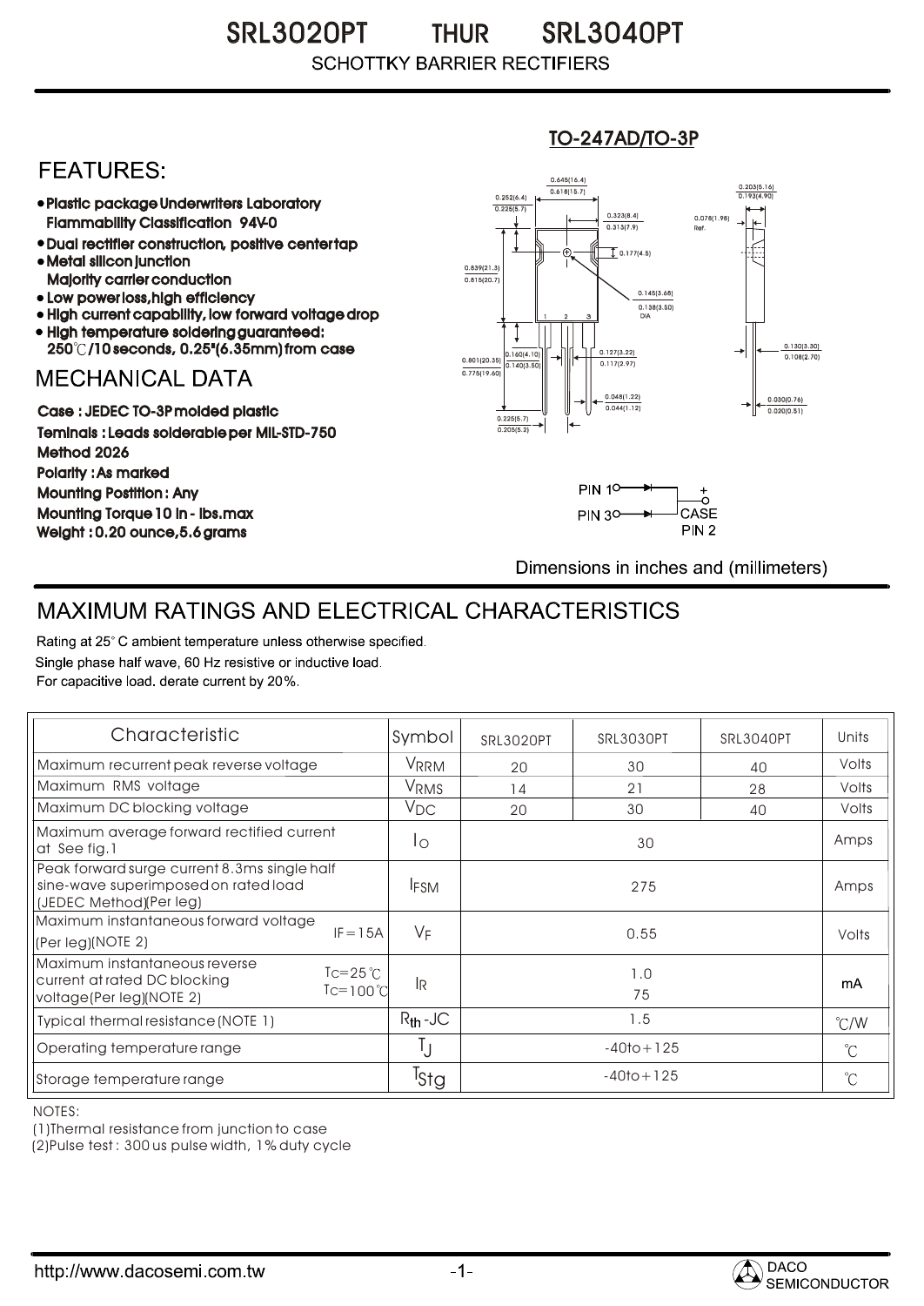# SRL3020PT THUR SRL3040PT

SCHOTTKY BARRIER RECTIFIERS

## FEATURES:

- Plastic package Underwriters Laboratory Flammability Classification 94V-0
- Dual rectifier construction, positive center tap
- Metal silicon junction Majority carrier conduction
- Low power loss,high efficiency
- High current capability, low forward voltage drop
- High temperature soldering guaranteed: 250℃/10 seconds, 0.25"(6.35mm) from case

## MECHANICAL DATA

Case : JEDEC TO-3P molded plastic

Teminals : Leads solderable per MIL-STD-750 Method 2026

Polarity : As marked

Mounting Postition : Any

Mounting Torque 10 in - lbs.max

Weight : 0.20 ounce,5.6 grams

TO-247AD/TO-3P

PIN 1, PIN 3, + CASE PIN 2

Dimensions in inches and (millimeters)

## MAXIMUM RATINGS AND ELECTRICAL CHARACTERISTICS

Rating at 25° C ambient temperature unless otherwise specified.

Single phase half wave, 60 Hz resistive or inductive load.

For capacitive load. derate current by 20%.

| Characteristic | Symbol | SRL3020PT | SRL3030PT | SRL3040PT | Units |
|---|---|---|---|---|---|
| Maximum recurrent peak reverse voltage | $V_{RRM}$ | 20 | 30 | 40 | Volts |
| Maximum RMS voltage | $V_{RMS}$ | 14 | 21 | 28 | Volts |
| Maximum DC blocking voltage | $V_{DC}$ | 20 | 30 | 40 | Volts |
| Maximum average forward rectified current at See fig.1 | $I_O$ | 30 | | | Amps |
| Peak forward surge current 8.3ms single half sine-wave superimposed on rated load (JEDEC Method)(Per leg) | $I_{FSM}$ | 275 | | | Amps |
| Maximum instantaneous forward voltage (Per leg)(NOTE 2) IF=15A | $V_F$ | 0.55 | | | Volts |
| Maximum instantaneous reverse current at rated DC blocking voltage(Per leg)(NOTE 2) $T_C$=25℃ / $T_C$=100℃ | $I_R$ | 1.0 / 75 | | | mA |
| Typical thermal resistance (NOTE 1) | $R_{th}$-JC | 1.5 | | | ℃/W |
| Operating temperature range | $T_J$ | -40to+125 | | | ℃ |
| Storage temperature range | $T_{Stg}$ | -40to+125 | | | ℃ |

NOTES:

(1)Thermal resistance from junction to case

(2)Pulse test : 300 us pulse width, 1% duty cycle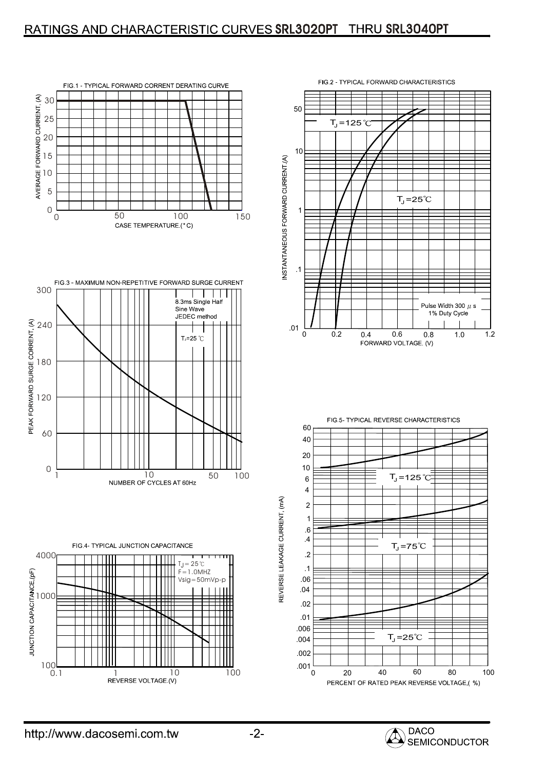# RATINGS AND CHARACTERISTIC CURVES SRL3020PT THRU SRL3040PT

FIG.1 - TYPICAL FORWARD CORRENT DERATING CURVE

AVERAGE FORWARD CURRENT, (A)

30
25
20
15
10
5
0

0 50 100 150

CASE TEMPERATURE.(°C)

FIG.2 - TYPICAL FORWARD CHARACTERISTICS

INSTANTANEOUS FORWARD CURRENT.(A)

50
10
1
.1
.01

$T_J$=125℃

$T_J$=25℃

Pulse Width 300 μs
1% Duty Cycle

0 0.2 0.4 0.6 0.8 1.0 1.2

FORWARD VOLTAGE. (V)

FIG.3 - MAXIMUM NON-REPETITIVE FORWARD SURGE CURRENT

PEAK FORWARD SURGE CORRENT, (A)

300
240
180
120
60
0

8.3ms Single Half
Sine Wave
JEDEC method

$T_J$=25 ℃

1 10 50 100

NUMBER OF CYCLES AT 60Hz

FIG.5- TYPICAL REVERSE CHARACTERISTICS

REVERSE LEAKAGE CURRENT, (mA)

60
40
20
10
6
4
2
1
.6
.4
.2
.1
.06
.04
.02
.01
.006
.004
.002
.001

$T_J$=125℃

$T_J$=75℃

$T_J$=25℃

0 20 40 60 80 100

PERCENT OF RATED PEAK REVERSE VOLTAGE,( %)

FIG.4- TYPICAL JUNCTION CAPACITANCE

JUNCTION CAPACITANCE,(pF)

4000
1000
100

$T_J$= 25℃
F=1.0MHZ
Vsig=50mVp-p

0.1 1 10 100

REVERSE VOLTAGE.(V)

http://www.dacosemi.com.tw

DACO SEMICONDUCTOR